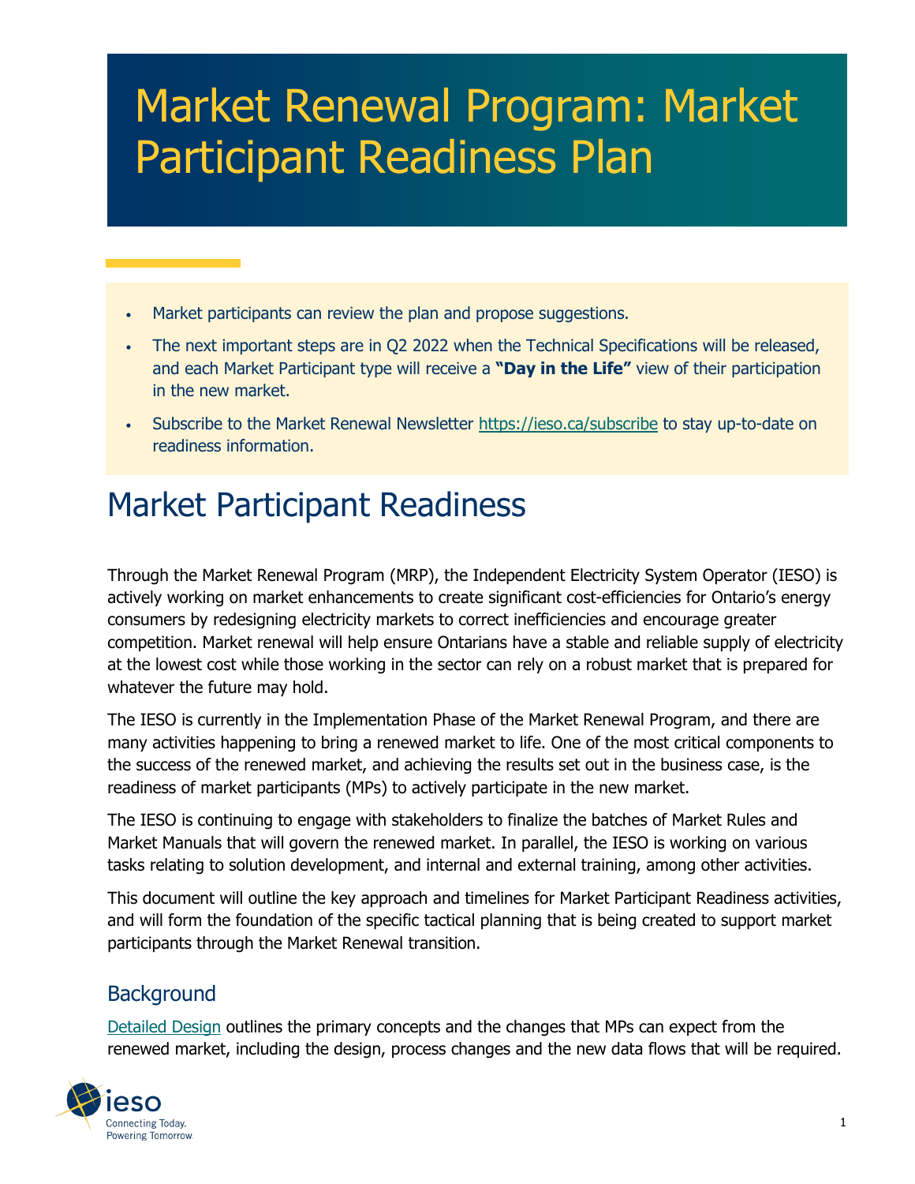# Market Renewal Program: Market Participant Readiness Plan

- Market participants can review the plan and propose suggestions.
- The next important steps are in Q2 2022 when the Technical Specifications will be released, and each Market Participant type will receive a **"Day in the Life"** view of their participation in the new market.
- Subscribe to the Market Renewal Newsletter https://ieso.ca/subscribe to stay up-to-date on readiness information.

# Market Participant Readiness

Through the Market Renewal Program (MRP), the Independent Electricity System Operator (IESO) is actively working on market enhancements to create significant cost-efficiencies for Ontario's energy consumers by redesigning electricity markets to correct inefficiencies and encourage greater competition. Market renewal will help ensure Ontarians have a stable and reliable supply of electricity at the lowest cost while those working in the sector can rely on a robust market that is prepared for whatever the future may hold.

The IESO is currently in the Implementation Phase of the Market Renewal Program, and there are many activities happening to bring a renewed market to life. One of the most critical components to the success of the renewed market, and achieving the results set out in the business case, is the readiness of market participants (MPs) to actively participate in the new market.

The IESO is continuing to engage with stakeholders to finalize the batches of Market Rules and Market Manuals that will govern the renewed market. In parallel, the IESO is working on various tasks relating to solution development, and internal and external training, among other activities.

This document will outline the key approach and timelines for Market Participant Readiness activities, and will form the foundation of the specific tactical planning that is being created to support market participants through the Market Renewal transition.

## Background

Detailed Design outlines the primary concepts and the changes that MPs can expect from the renewed market, including the design, process changes and the new data flows that will be required.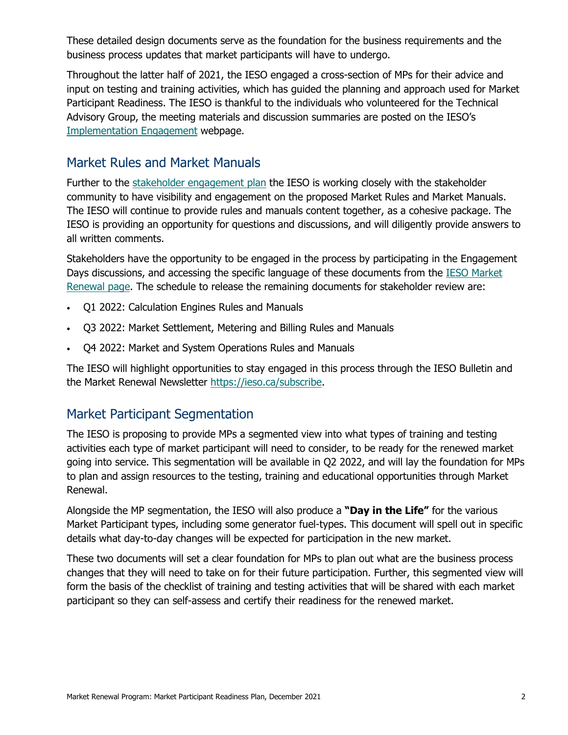These detailed design documents serve as the foundation for the business requirements and the business process updates that market participants will have to undergo.

Throughout the latter half of 2021, the IESO engaged a cross-section of MPs for their advice and input on testing and training activities, which has guided the planning and approach used for Market Participant Readiness. The IESO is thankful to the individuals who volunteered for the Technical Advisory Group, the meeting materials and discussion summaries are posted on the IESO's [Implementation Engagement](#) webpage.

## Market Rules and Market Manuals

Further to the [stakeholder engagement plan](#) the IESO is working closely with the stakeholder community to have visibility and engagement on the proposed Market Rules and Market Manuals. The IESO will continue to provide rules and manuals content together, as a cohesive package. The IESO is providing an opportunity for questions and discussions, and will diligently provide answers to all written comments.

Stakeholders have the opportunity to be engaged in the process by participating in the Engagement Days discussions, and accessing the specific language of these documents from the [IESO Market Renewal page](#). The schedule to release the remaining documents for stakeholder review are:

- Q1 2022: Calculation Engines Rules and Manuals
- Q3 2022: Market Settlement, Metering and Billing Rules and Manuals
- Q4 2022: Market and System Operations Rules and Manuals

The IESO will highlight opportunities to stay engaged in this process through the IESO Bulletin and the Market Renewal Newsletter https://ieso.ca/subscribe.

## Market Participant Segmentation

The IESO is proposing to provide MPs a segmented view into what types of training and testing activities each type of market participant will need to consider, to be ready for the renewed market going into service. This segmentation will be available in Q2 2022, and will lay the foundation for MPs to plan and assign resources to the testing, training and educational opportunities through Market Renewal.

Alongside the MP segmentation, the IESO will also produce a **"Day in the Life"** for the various Market Participant types, including some generator fuel-types. This document will spell out in specific details what day-to-day changes will be expected for participation in the new market.

These two documents will set a clear foundation for MPs to plan out what are the business process changes that they will need to take on for their future participation. Further, this segmented view will form the basis of the checklist of training and testing activities that will be shared with each market participant so they can self-assess and certify their readiness for the renewed market.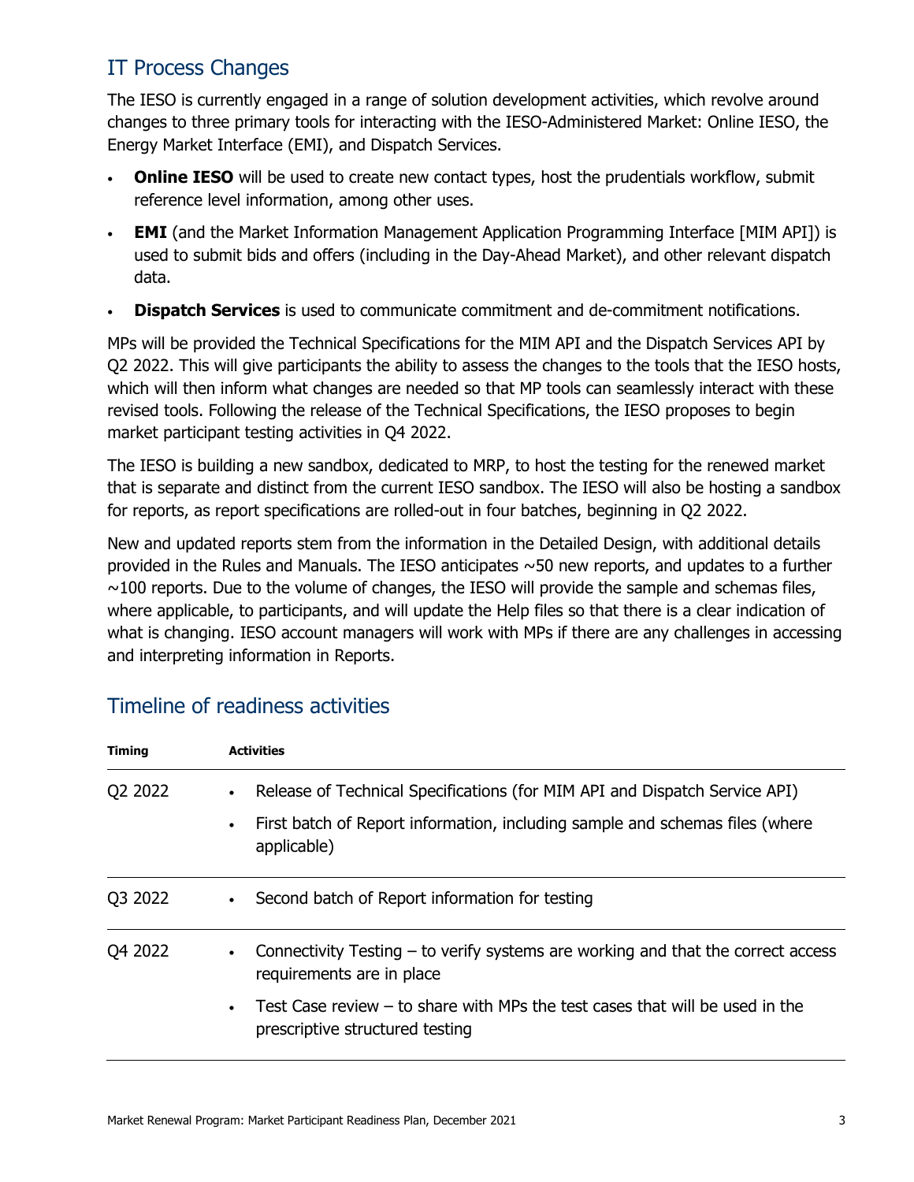## IT Process Changes

The IESO is currently engaged in a range of solution development activities, which revolve around changes to three primary tools for interacting with the IESO-Administered Market: Online IESO, the Energy Market Interface (EMI), and Dispatch Services.

- **Online IESO** will be used to create new contact types, host the prudentials workflow, submit reference level information, among other uses.
- **EMI** (and the Market Information Management Application Programming Interface [MIM API]) is used to submit bids and offers (including in the Day-Ahead Market), and other relevant dispatch data.
- **Dispatch Services** is used to communicate commitment and de-commitment notifications.

MPs will be provided the Technical Specifications for the MIM API and the Dispatch Services API by Q2 2022. This will give participants the ability to assess the changes to the tools that the IESO hosts, which will then inform what changes are needed so that MP tools can seamlessly interact with these revised tools. Following the release of the Technical Specifications, the IESO proposes to begin market participant testing activities in Q4 2022.

The IESO is building a new sandbox, dedicated to MRP, to host the testing for the renewed market that is separate and distinct from the current IESO sandbox. The IESO will also be hosting a sandbox for reports, as report specifications are rolled-out in four batches, beginning in Q2 2022.

New and updated reports stem from the information in the Detailed Design, with additional details provided in the Rules and Manuals. The IESO anticipates ~50 new reports, and updates to a further ~100 reports. Due to the volume of changes, the IESO will provide the sample and schemas files, where applicable, to participants, and will update the Help files so that there is a clear indication of what is changing. IESO account managers will work with MPs if there are any challenges in accessing and interpreting information in Reports.

## Timeline of readiness activities

| Timing | Activities |
| --- | --- |
| Q2 2022 | • Release of Technical Specifications (for MIM API and Dispatch Service API)<br>• First batch of Report information, including sample and schemas files (where applicable) |
| Q3 2022 | • Second batch of Report information for testing |
| Q4 2022 | • Connectivity Testing – to verify systems are working and that the correct access requirements are in place<br>• Test Case review – to share with MPs the test cases that will be used in the prescriptive structured testing |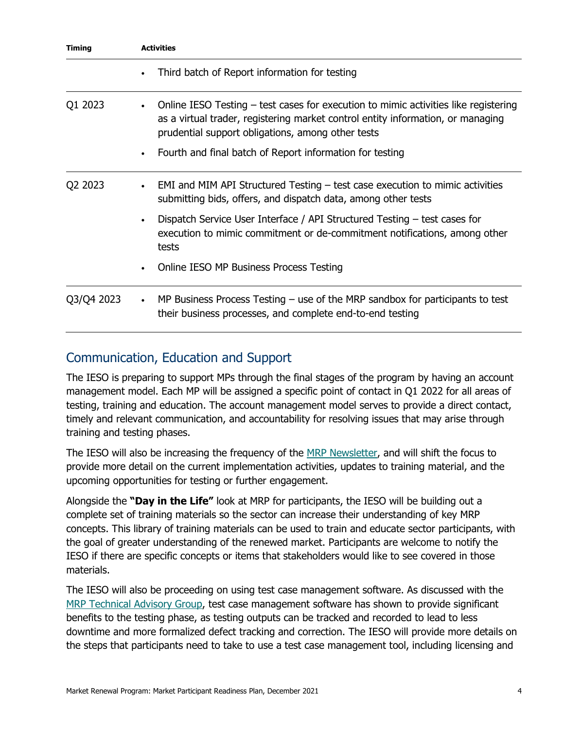| Timing | Activities |
| --- | --- |
| | • Third batch of Report information for testing |
| Q1 2023 | • Online IESO Testing – test cases for execution to mimic activities like registering as a virtual trader, registering market control entity information, or managing prudential support obligations, among other tests<br>• Fourth and final batch of Report information for testing |
| Q2 2023 | • EMI and MIM API Structured Testing – test case execution to mimic activities submitting bids, offers, and dispatch data, among other tests<br>• Dispatch Service User Interface / API Structured Testing – test cases for execution to mimic commitment or de-commitment notifications, among other tests<br>• Online IESO MP Business Process Testing |
| Q3/Q4 2023 | • MP Business Process Testing – use of the MRP sandbox for participants to test their business processes, and complete end-to-end testing |

## Communication, Education and Support

The IESO is preparing to support MPs through the final stages of the program by having an account management model. Each MP will be assigned a specific point of contact in Q1 2022 for all areas of testing, training and education. The account management model serves to provide a direct contact, timely and relevant communication, and accountability for resolving issues that may arise through training and testing phases.

The IESO will also be increasing the frequency of the MRP Newsletter, and will shift the focus to provide more detail on the current implementation activities, updates to training material, and the upcoming opportunities for testing or further engagement.

Alongside the **"Day in the Life"** look at MRP for participants, the IESO will be building out a complete set of training materials so the sector can increase their understanding of key MRP concepts. This library of training materials can be used to train and educate sector participants, with the goal of greater understanding of the renewed market. Participants are welcome to notify the IESO if there are specific concepts or items that stakeholders would like to see covered in those materials.

The IESO will also be proceeding on using test case management software. As discussed with the MRP Technical Advisory Group, test case management software has shown to provide significant benefits to the testing phase, as testing outputs can be tracked and recorded to lead to less downtime and more formalized defect tracking and correction. The IESO will provide more details on the steps that participants need to take to use a test case management tool, including licensing and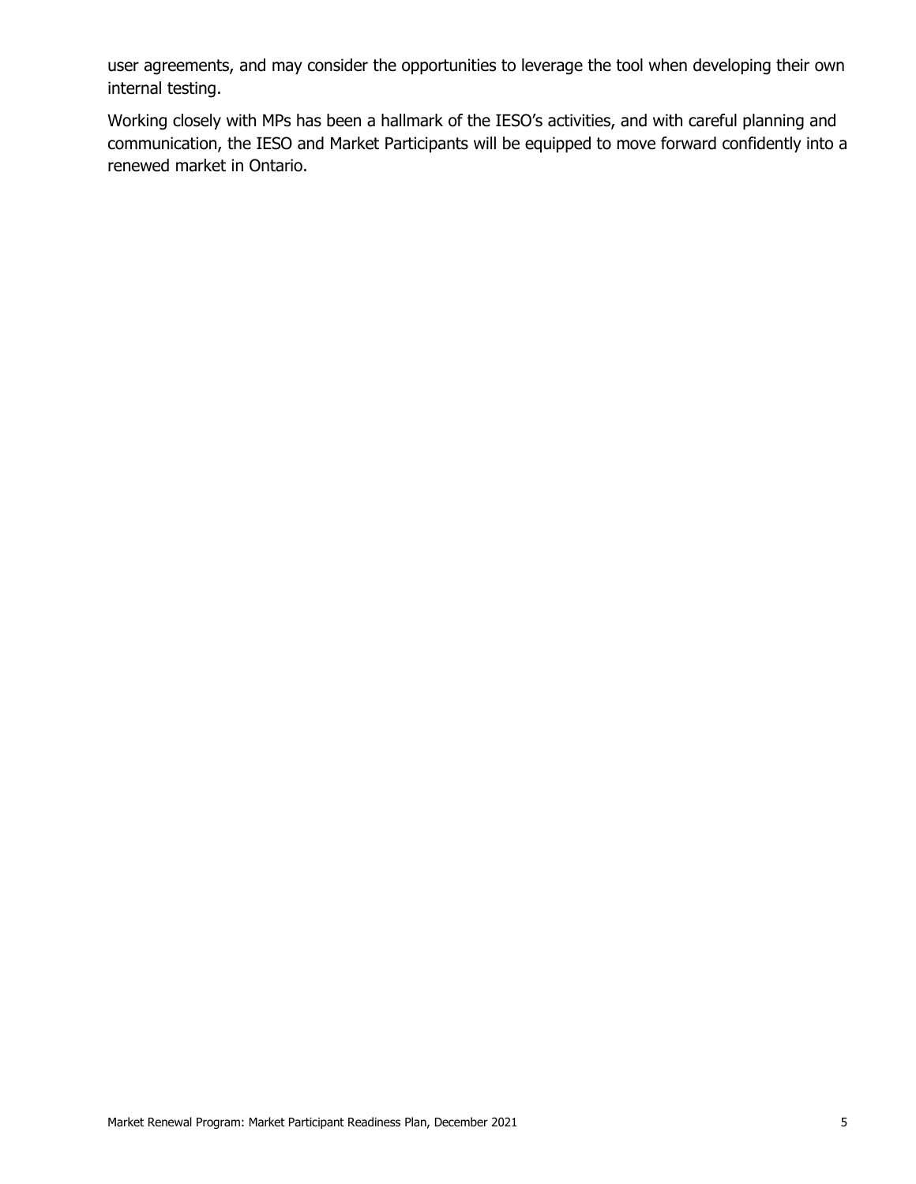user agreements, and may consider the opportunities to leverage the tool when developing their own internal testing.

Working closely with MPs has been a hallmark of the IESO's activities, and with careful planning and communication, the IESO and Market Participants will be equipped to move forward confidently into a renewed market in Ontario.